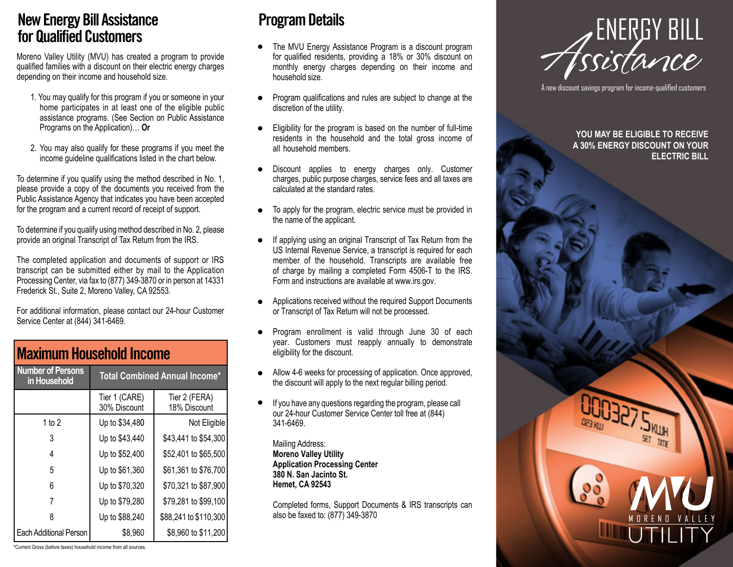# New Energy Bill Assistance for Qualified Customers

Moreno Valley Utility (MVU) has created a program to provide qualified families with a discount on their electric energy charges depending on their income and household size.

1. You may qualify for this program if you or someone in your home participates in at least one of the eligible public assistance programs. (See Section on Public Assistance Programs on the Application)… **Or**

2. You may also qualify for these programs if you meet the income guideline qualifications listed in the chart below.

To determine if you qualify using the method described in No. 1, please provide a copy of the documents you received from the Public Assistance Agency that indicates you have been accepted for the program and a current record of receipt of support.

To determine if you qualify using method described in No. 2, please provide an original Transcript of Tax Return from the IRS.

The completed application and documents of support or IRS transcript can be submitted either by mail to the Application Processing Center, via fax to (877) 349-3870 or in person at 14331 Frederick St., Suite 2, Moreno Valley, CA 92553.

For additional information, please contact our 24-hour Customer Service Center at (844) 341-6469.

## Maximum Household Income

| Number of Persons in Household | Total Combined Annual Income* | |
|---|---|---|
| | Tier 1 (CARE) 30% Discount | Tier 2 (FERA) 18% Discount |
| 1 to 2 | Up to $34,480 | Not Eligible |
| 3 | Up to $43,440 | $43,441 to $54,300 |
| 4 | Up to $52,400 | $52,401 to $65,500 |
| 5 | Up to $61,360 | $61,361 to $76,700 |
| 6 | Up to $70,320 | $70,321 to $87,900 |
| 7 | Up to $79,280 | $79,281 to $99,100 |
| 8 | Up to $88,240 | $88,241 to $110,300 |
| Each Additional Person | $8,960 | $8,960 to $11,200 |

*Current Gross (before taxes) household income from all sources.

# Program Details

- The MVU Energy Assistance Program is a discount program for qualified residents, providing a 18% or 30% discount on monthly energy charges depending on their income and household size.
- Program qualifications and rules are subject to change at the discretion of the utility.
- Eligibility for the program is based on the number of full-time residents in the household and the total gross income of all household members.
- Discount applies to energy charges only. Customer charges, public purpose charges, service fees and all taxes are calculated at the standard rates.
- To apply for the program, electric service must be provided in the name of the applicant.
- If applying using an original Transcript of Tax Return from the US Internal Revenue Service, a transcript is required for each member of the household. Transcripts are available free of charge by mailing a completed Form 4506-T to the IRS. Form and instructions are available at www.irs.gov.
- Applications received without the required Support Documents or Transcript of Tax Return will not be processed.
- Program enrollment is valid through June 30 of each year. Customers must reapply annually to demonstrate eligibility for the discount.
- Allow 4-6 weeks for processing of application. Once approved, the discount will apply to the next regular billing period.
- If you have any questions regarding the program, please call our 24-hour Customer Service Center toll free at (844) 341-6469.

  Mailing Address:
  **Moreno Valley Utility**
  **Application Processing Center**
  **380 N. San Jacinto St.**
  **Hemet, CA 92543**

  Completed forms, Support Documents & IRS transcripts can also be faxed to: (877) 349-3870

# ENERGY BILL Assistance

A new discount savings program for income-qualified customers

**YOU MAY BE ELIGIBLE TO RECEIVE A 30% ENERGY DISCOUNT ON YOUR ELECTRIC BILL**

MVU MORENO VALLEY UTILITY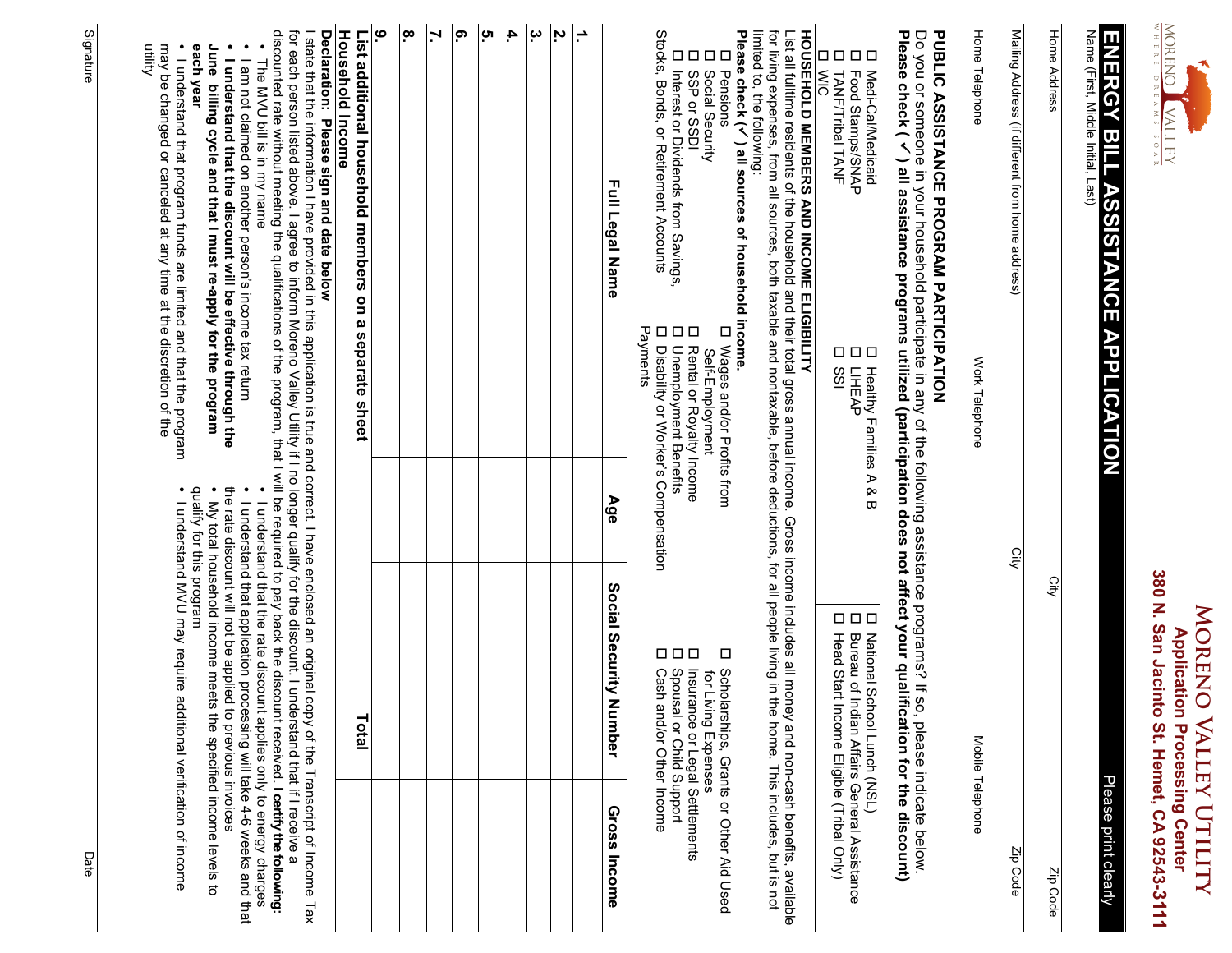MORENO VALLEY
WHERE DREAMS SOAR

MORENO VALLEY UTILITY
**Application Processing Center**
**380 N. San Jacinto St. Hemet, CA 92543-3111**

# ENERGY BILL ASSISTANCE APPLICATION

Please print clearly

Name (First, Middle Initial, Last)

Home Address | City | Zip Code

Mailing Address (if different from home address) | City | Zip Code

Home Telephone | Work Telephone | Mobile Telephone

## PUBLIC ASSISTANCE PROGRAM PARTICIPATION

Do you or someone in your household participate in any of the following assistance programs? If so, please indicate below.
**Please check ( ✓ ) all assistance programs utilized (participation does not affect your qualification for the discount)**

| | | |
|---|---|---|
| ☐ Medi-Cal/Medicaid | ☐ Healthy Families A & B | ☐ National School Lunch (NSL) |
| ☐ Food Stamps/SNAP | ☐ LIHEAP | ☐ Bureau of Indian Affairs General Assistance |
| ☐ TANF/Tribal TANF | ☐ SSI | ☐ Head Start Income Eligible (Tribal Only) |
| ☐ WIC | | |

## HOUSEHOLD MEMBERS AND INCOME ELIGIBILITY

List all fulltime residents of the household and their total gross annual income. Gross income includes all money and non-cash benefits, available for living expenses, from all sources, both taxable and nontaxable, before deductions, for all people living in the home. This includes, but is not limited to, the following:

**Please check (✓) all sources of household income.**

| | | |
|---|---|---|
| ☐ Pensions | ☐ Wages and/or Profits from Self-Employment | ☐ Scholarships, Grants or Other Aid Used for Living Expenses |
| ☐ Social Security | ☐ Rental or Royalty Income | ☐ Insurance or Legal Settlements |
| ☐ SSP or SSDI | ☐ Unemployment Benefits | ☐ Spousal or Child Support |
| ☐ Interest or Dividends from Savings, Stocks, Bonds, or Retirement Accounts | ☐ Disability or Worker's Compensation Payments | ☐ Cash and/or Other Income |

| | Full Legal Name | Age | Social Security Number | Gross Income |
|---|---|---|---|---|
| **1.** | | | | |
| **2.** | | | | |
| **3.** | | | | |
| **4.** | | | | |
| **5.** | | | | |
| **6.** | | | | |
| **7.** | | | | |
| **8.** | | | | |
| **9.** | | | | |
| **List additional household members on a separate sheet** | | | **Total Household Income** | |

**Declaration: Please sign and date below**

I state that the information I have provided in this application is true and correct. I have enclosed an original copy of the Transcript of Income Tax for each person listed above. I agree to inform Moreno Valley Utility if I no longer qualify for the discount. I understand that if I receive a discounted rate without meeting the qualifications of the program, that I will be required to pay back the discount received. **I certify the following:**

- The MVU bill is in my name
- I am not claimed on another person's income tax return
- **I understand that the discount will be effective through the June billing cycle and that I must re-apply for the program each year**
- I understand that program funds are limited and that the program may be changed or canceled at any time at the discretion of the utility
- I understand that the rate discount applies only to energy charges
- I understand that application processing will take 4-6 weeks and that the rate discount will not be applied to previous invoices
- My total household income meets the specified income levels to qualify for this program
- I understand MVU may require additional verification of income

Signature | Date